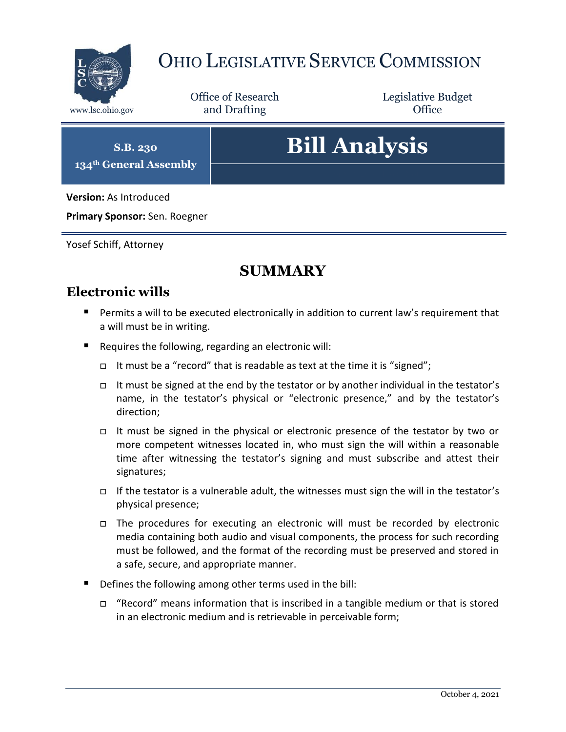# Ohio Legislative Service Commission

www.lsc.ohio.gov

Office of Research and Drafting

Legislative Budget Office

**S.B. 230**
**134th General Assembly**

# Bill Analysis

**Version:** As Introduced

**Primary Sponsor:** Sen. Roegner

Yosef Schiff, Attorney

## SUMMARY

### Electronic wills

- Permits a will to be executed electronically in addition to current law's requirement that a will must be in writing.
- Requires the following, regarding an electronic will:
  - It must be a "record" that is readable as text at the time it is "signed";
  - It must be signed at the end by the testator or by another individual in the testator's name, in the testator's physical or "electronic presence," and by the testator's direction;
  - It must be signed in the physical or electronic presence of the testator by two or more competent witnesses located in, who must sign the will within a reasonable time after witnessing the testator's signing and must subscribe and attest their signatures;
  - If the testator is a vulnerable adult, the witnesses must sign the will in the testator's physical presence;
  - The procedures for executing an electronic will must be recorded by electronic media containing both audio and visual components, the process for such recording must be followed, and the format of the recording must be preserved and stored in a safe, secure, and appropriate manner.
- Defines the following among other terms used in the bill:
  - "Record" means information that is inscribed in a tangible medium or that is stored in an electronic medium and is retrievable in perceivable form;

October 4, 2021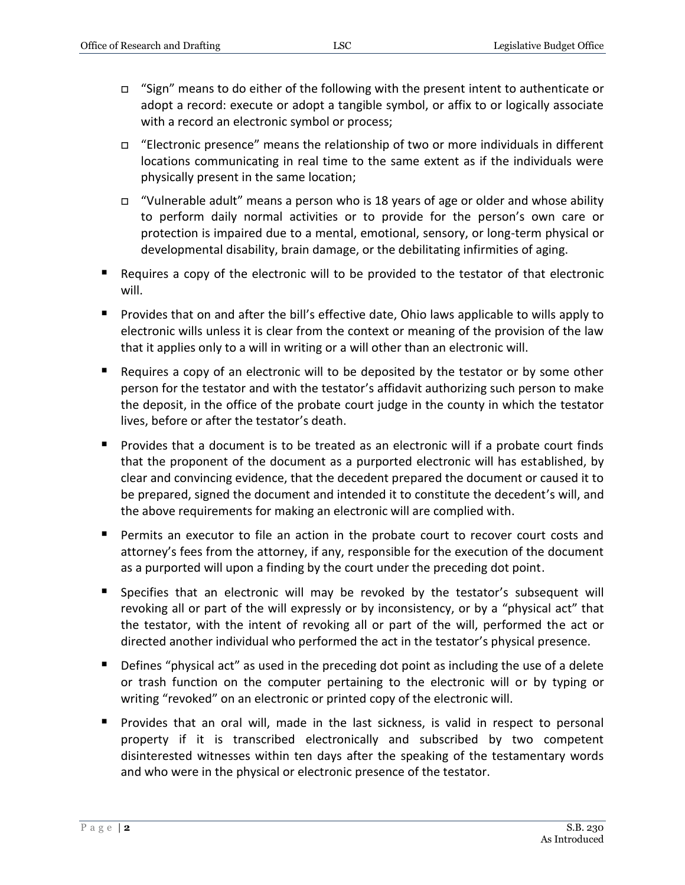- "Sign" means to do either of the following with the present intent to authenticate or adopt a record: execute or adopt a tangible symbol, or affix to or logically associate with a record an electronic symbol or process;
  - "Electronic presence" means the relationship of two or more individuals in different locations communicating in real time to the same extent as if the individuals were physically present in the same location;
  - "Vulnerable adult" means a person who is 18 years of age or older and whose ability to perform daily normal activities or to provide for the person's own care or protection is impaired due to a mental, emotional, sensory, or long-term physical or developmental disability, brain damage, or the debilitating infirmities of aging.

- Requires a copy of the electronic will to be provided to the testator of that electronic will.
- Provides that on and after the bill's effective date, Ohio laws applicable to wills apply to electronic wills unless it is clear from the context or meaning of the provision of the law that it applies only to a will in writing or a will other than an electronic will.
- Requires a copy of an electronic will to be deposited by the testator or by some other person for the testator and with the testator's affidavit authorizing such person to make the deposit, in the office of the probate court judge in the county in which the testator lives, before or after the testator's death.
- Provides that a document is to be treated as an electronic will if a probate court finds that the proponent of the document as a purported electronic will has established, by clear and convincing evidence, that the decedent prepared the document or caused it to be prepared, signed the document and intended it to constitute the decedent's will, and the above requirements for making an electronic will are complied with.
- Permits an executor to file an action in the probate court to recover court costs and attorney's fees from the attorney, if any, responsible for the execution of the document as a purported will upon a finding by the court under the preceding dot point.
- Specifies that an electronic will may be revoked by the testator's subsequent will revoking all or part of the will expressly or by inconsistency, or by a "physical act" that the testator, with the intent of revoking all or part of the will, performed the act or directed another individual who performed the act in the testator's physical presence.
- Defines "physical act" as used in the preceding dot point as including the use of a delete or trash function on the computer pertaining to the electronic will or by typing or writing "revoked" on an electronic or printed copy of the electronic will.
- Provides that an oral will, made in the last sickness, is valid in respect to personal property if it is transcribed electronically and subscribed by two competent disinterested witnesses within ten days after the speaking of the testamentary words and who were in the physical or electronic presence of the testator.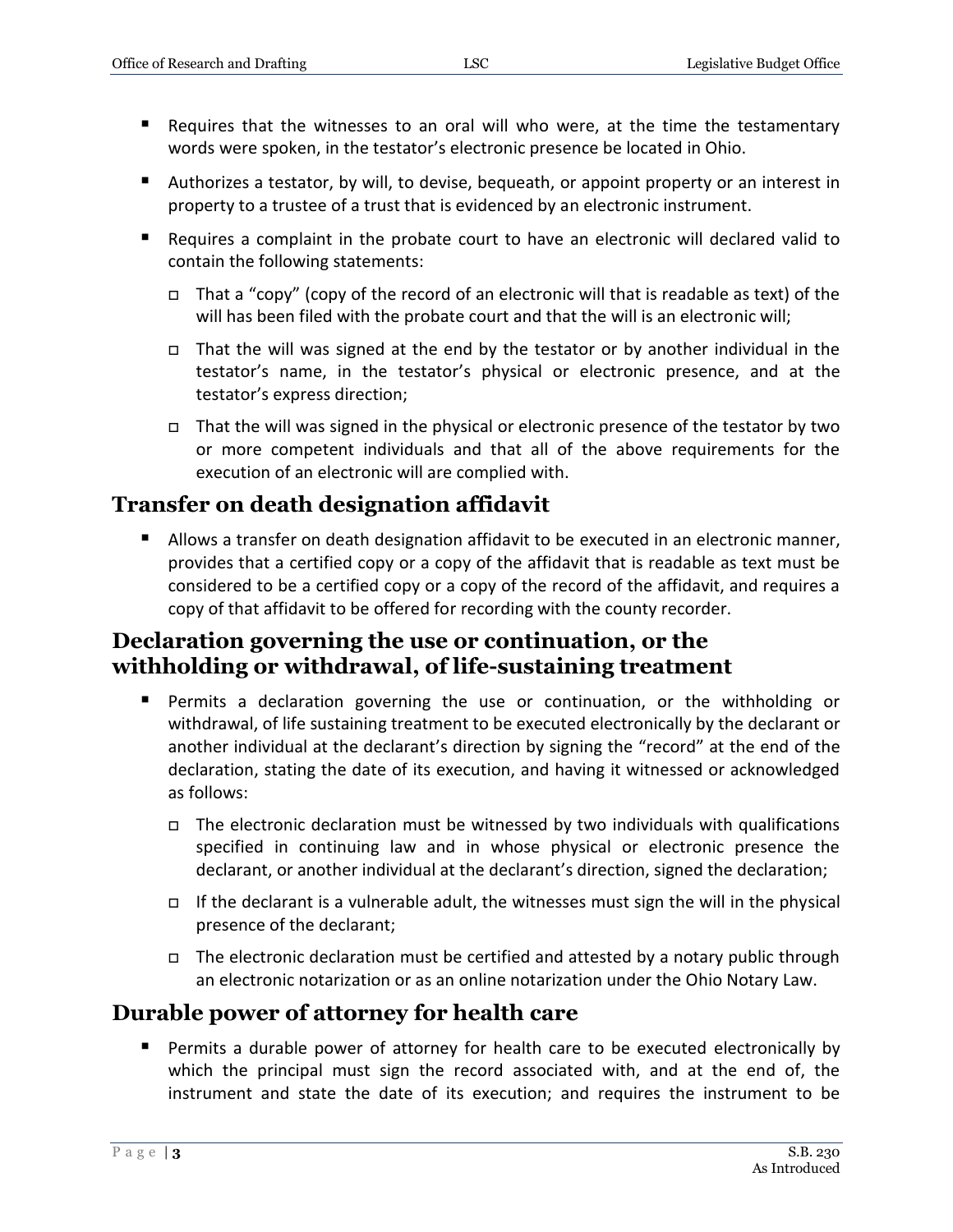- Requires that the witnesses to an oral will who were, at the time the testamentary words were spoken, in the testator's electronic presence be located in Ohio.
- Authorizes a testator, by will, to devise, bequeath, or appoint property or an interest in property to a trustee of a trust that is evidenced by an electronic instrument.
- Requires a complaint in the probate court to have an electronic will declared valid to contain the following statements:
  - That a "copy" (copy of the record of an electronic will that is readable as text) of the will has been filed with the probate court and that the will is an electronic will;
  - That the will was signed at the end by the testator or by another individual in the testator's name, in the testator's physical or electronic presence, and at the testator's express direction;
  - That the will was signed in the physical or electronic presence of the testator by two or more competent individuals and that all of the above requirements for the execution of an electronic will are complied with.

## Transfer on death designation affidavit

- Allows a transfer on death designation affidavit to be executed in an electronic manner, provides that a certified copy or a copy of the affidavit that is readable as text must be considered to be a certified copy or a copy of the record of the affidavit, and requires a copy of that affidavit to be offered for recording with the county recorder.

## Declaration governing the use or continuation, or the withholding or withdrawal, of life-sustaining treatment

- Permits a declaration governing the use or continuation, or the withholding or withdrawal, of life sustaining treatment to be executed electronically by the declarant or another individual at the declarant's direction by signing the "record" at the end of the declaration, stating the date of its execution, and having it witnessed or acknowledged as follows:
  - The electronic declaration must be witnessed by two individuals with qualifications specified in continuing law and in whose physical or electronic presence the declarant, or another individual at the declarant's direction, signed the declaration;
  - If the declarant is a vulnerable adult, the witnesses must sign the will in the physical presence of the declarant;
  - The electronic declaration must be certified and attested by a notary public through an electronic notarization or as an online notarization under the Ohio Notary Law.

## Durable power of attorney for health care

- Permits a durable power of attorney for health care to be executed electronically by which the principal must sign the record associated with, and at the end of, the instrument and state the date of its execution; and requires the instrument to be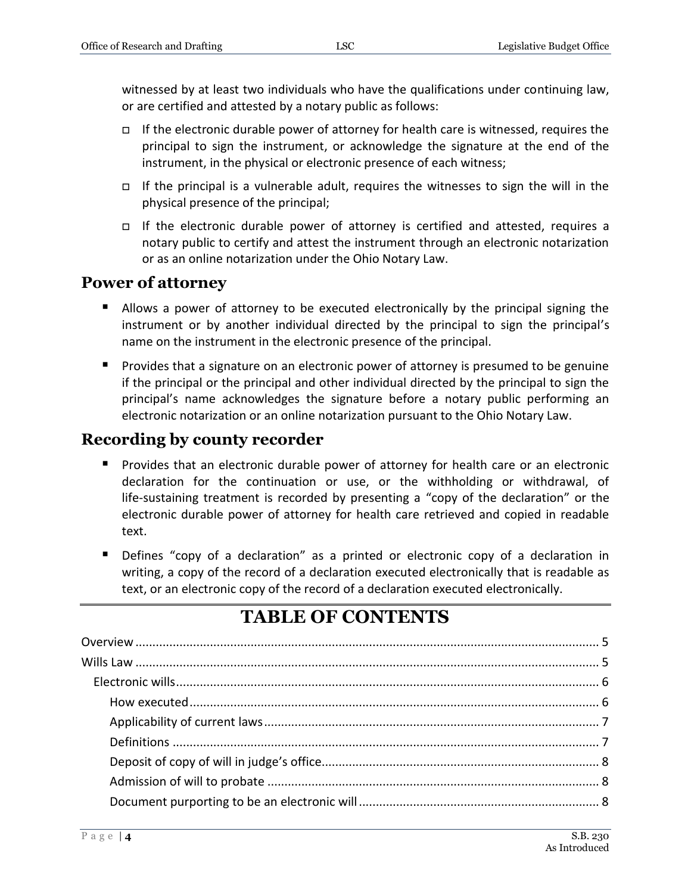witnessed by at least two individuals who have the qualifications under continuing law, or are certified and attested by a notary public as follows:

- If the electronic durable power of attorney for health care is witnessed, requires the principal to sign the instrument, or acknowledge the signature at the end of the instrument, in the physical or electronic presence of each witness;
- If the principal is a vulnerable adult, requires the witnesses to sign the will in the physical presence of the principal;
- If the electronic durable power of attorney is certified and attested, requires a notary public to certify and attest the instrument through an electronic notarization or as an online notarization under the Ohio Notary Law.

## Power of attorney

- Allows a power of attorney to be executed electronically by the principal signing the instrument or by another individual directed by the principal to sign the principal's name on the instrument in the electronic presence of the principal.
- Provides that a signature on an electronic power of attorney is presumed to be genuine if the principal or the principal and other individual directed by the principal to sign the principal's name acknowledges the signature before a notary public performing an electronic notarization or an online notarization pursuant to the Ohio Notary Law.

## Recording by county recorder

- Provides that an electronic durable power of attorney for health care or an electronic declaration for the continuation or use, or the withholding or withdrawal, of life-sustaining treatment is recorded by presenting a "copy of the declaration" or the electronic durable power of attorney for health care retrieved and copied in readable text.
- Defines "copy of a declaration" as a printed or electronic copy of a declaration in writing, a copy of the record of a declaration executed electronically that is readable as text, or an electronic copy of the record of a declaration executed electronically.

# TABLE OF CONTENTS

- Overview ........ 5
- Wills Law ........ 5
  - Electronic wills ........ 6
    - How executed ........ 6
    - Applicability of current laws ........ 7
    - Definitions ........ 7
    - Deposit of copy of will in judge's office ........ 8
    - Admission of will to probate ........ 8
    - Document purporting to be an electronic will ........ 8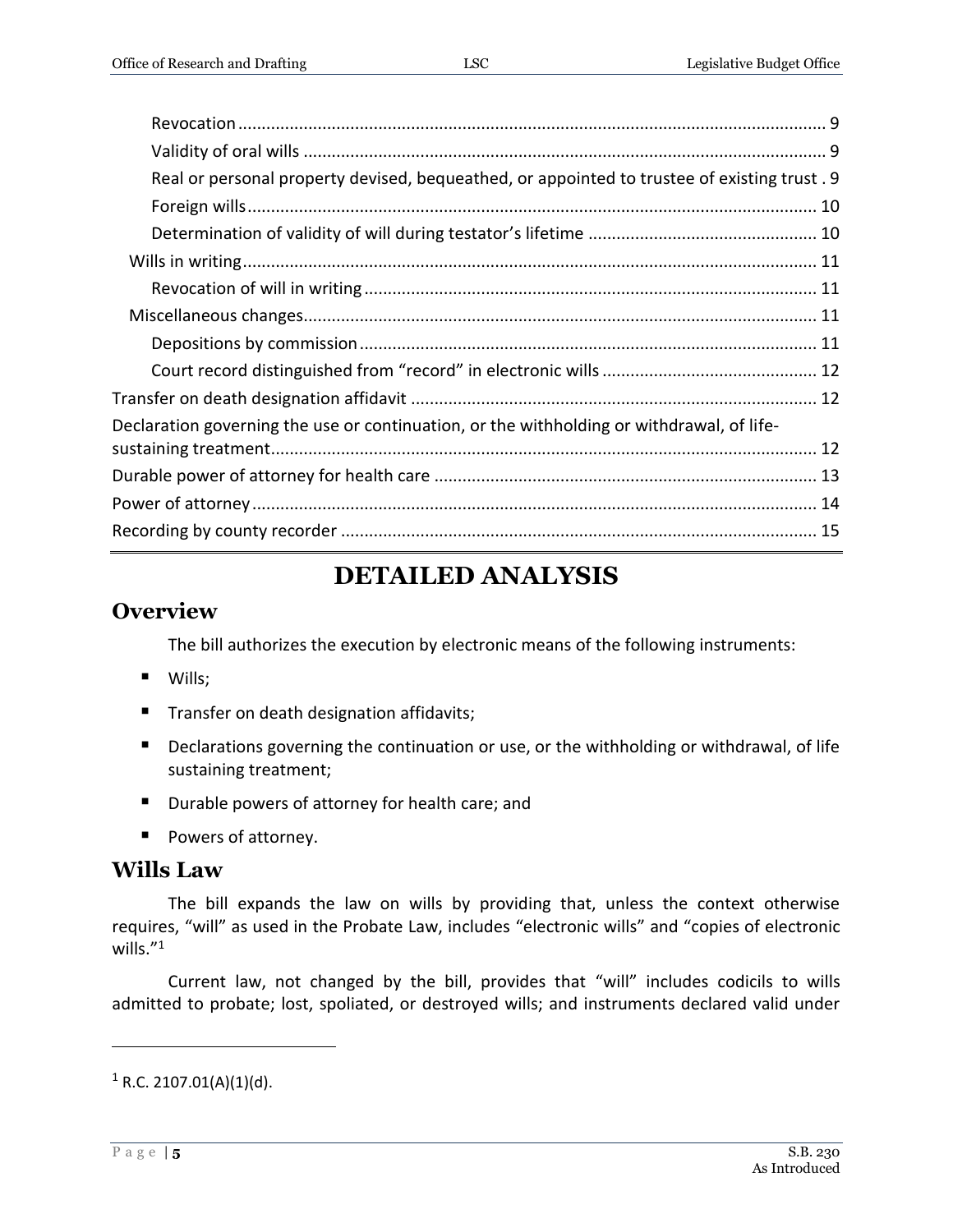Revocation ............................................................................................................................ 9

Validity of oral wills .............................................................................................................. 9

Real or personal property devised, bequeathed, or appointed to trustee of existing trust . 9

Foreign wills ........................................................................................................................ 10

Determination of validity of will during testator's lifetime ................................................ 10

Wills in writing ........................................................................................................................ 11

Revocation of will in writing ............................................................................................... 11

Miscellaneous changes ............................................................................................................ 11

Depositions by commission ................................................................................................ 11

Court record distinguished from "record" in electronic wills ............................................. 12

Transfer on death designation affidavit ...................................................................................... 12

Declaration governing the use or continuation, or the withholding or withdrawal, of life-sustaining treatment ................................................................................................................... 12

Durable power of attorney for health care ................................................................................. 13

Power of attorney ....................................................................................................................... 14

Recording by county recorder .................................................................................................... 15

# DETAILED ANALYSIS

## Overview

The bill authorizes the execution by electronic means of the following instruments:

- Wills;
- Transfer on death designation affidavits;
- Declarations governing the continuation or use, or the withholding or withdrawal, of life sustaining treatment;
- Durable powers of attorney for health care; and
- Powers of attorney.

## Wills Law

The bill expands the law on wills by providing that, unless the context otherwise requires, "will" as used in the Probate Law, includes "electronic wills" and "copies of electronic wills."[1]

Current law, not changed by the bill, provides that "will" includes codicils to wills admitted to probate; lost, spoliated, or destroyed wills; and instruments declared valid under

[1] R.C. 2107.01(A)(1)(d).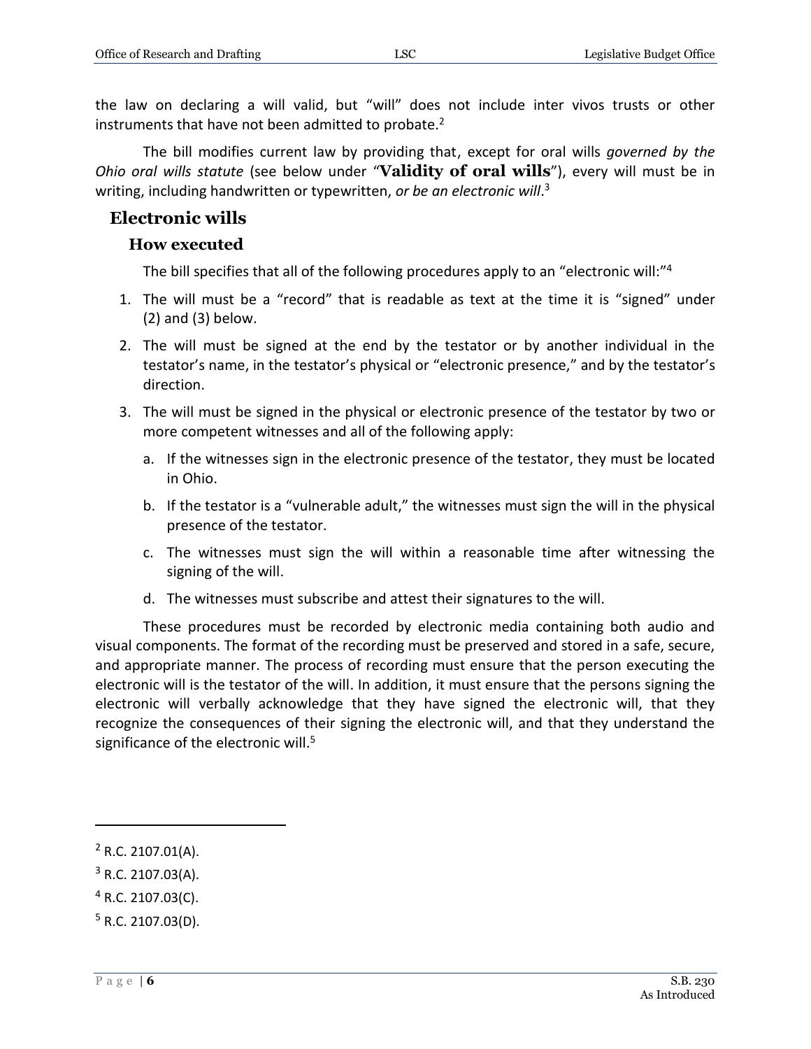the law on declaring a will valid, but "will" does not include inter vivos trusts or other instruments that have not been admitted to probate.[2]

The bill modifies current law by providing that, except for oral wills *governed by the Ohio oral wills statute* (see below under "**Validity of oral wills**"), every will must be in writing, including handwritten or typewritten, *or be an electronic will*.[3]

## Electronic wills

### How executed

The bill specifies that all of the following procedures apply to an "electronic will:"[4]

1. The will must be a "record" that is readable as text at the time it is "signed" under (2) and (3) below.
2. The will must be signed at the end by the testator or by another individual in the testator's name, in the testator's physical or "electronic presence," and by the testator's direction.
3. The will must be signed in the physical or electronic presence of the testator by two or more competent witnesses and all of the following apply:
    a. If the witnesses sign in the electronic presence of the testator, they must be located in Ohio.
    b. If the testator is a "vulnerable adult," the witnesses must sign the will in the physical presence of the testator.
    c. The witnesses must sign the will within a reasonable time after witnessing the signing of the will.
    d. The witnesses must subscribe and attest their signatures to the will.

These procedures must be recorded by electronic media containing both audio and visual components. The format of the recording must be preserved and stored in a safe, secure, and appropriate manner. The process of recording must ensure that the person executing the electronic will is the testator of the will. In addition, it must ensure that the persons signing the electronic will verbally acknowledge that they have signed the electronic will, that they recognize the consequences of their signing the electronic will, and that they understand the significance of the electronic will.[5]

---

[2] R.C. 2107.01(A).

[3] R.C. 2107.03(A).

[4] R.C. 2107.03(C).

[5] R.C. 2107.03(D).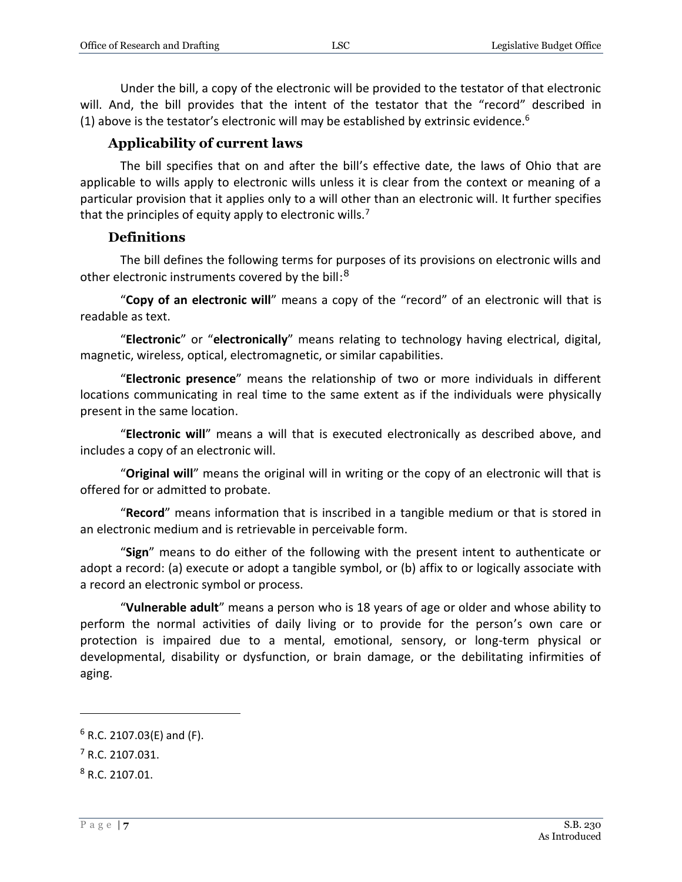Under the bill, a copy of the electronic will be provided to the testator of that electronic will. And, the bill provides that the intent of the testator that the "record" described in (1) above is the testator's electronic will may be established by extrinsic evidence.[6]

### Applicability of current laws

The bill specifies that on and after the bill's effective date, the laws of Ohio that are applicable to wills apply to electronic wills unless it is clear from the context or meaning of a particular provision that it applies only to a will other than an electronic will. It further specifies that the principles of equity apply to electronic wills.[7]

### Definitions

The bill defines the following terms for purposes of its provisions on electronic wills and other electronic instruments covered by the bill:[8]

"**Copy of an electronic will**" means a copy of the "record" of an electronic will that is readable as text.

"**Electronic**" or "**electronically**" means relating to technology having electrical, digital, magnetic, wireless, optical, electromagnetic, or similar capabilities.

"**Electronic presence**" means the relationship of two or more individuals in different locations communicating in real time to the same extent as if the individuals were physically present in the same location.

"**Electronic will**" means a will that is executed electronically as described above, and includes a copy of an electronic will.

"**Original will**" means the original will in writing or the copy of an electronic will that is offered for or admitted to probate.

"**Record**" means information that is inscribed in a tangible medium or that is stored in an electronic medium and is retrievable in perceivable form.

"**Sign**" means to do either of the following with the present intent to authenticate or adopt a record: (a) execute or adopt a tangible symbol, or (b) affix to or logically associate with a record an electronic symbol or process.

"**Vulnerable adult**" means a person who is 18 years of age or older and whose ability to perform the normal activities of daily living or to provide for the person's own care or protection is impaired due to a mental, emotional, sensory, or long-term physical or developmental, disability or dysfunction, or brain damage, or the debilitating infirmities of aging.

---

[6] R.C. 2107.03(E) and (F).

[7] R.C. 2107.031.

[8] R.C. 2107.01.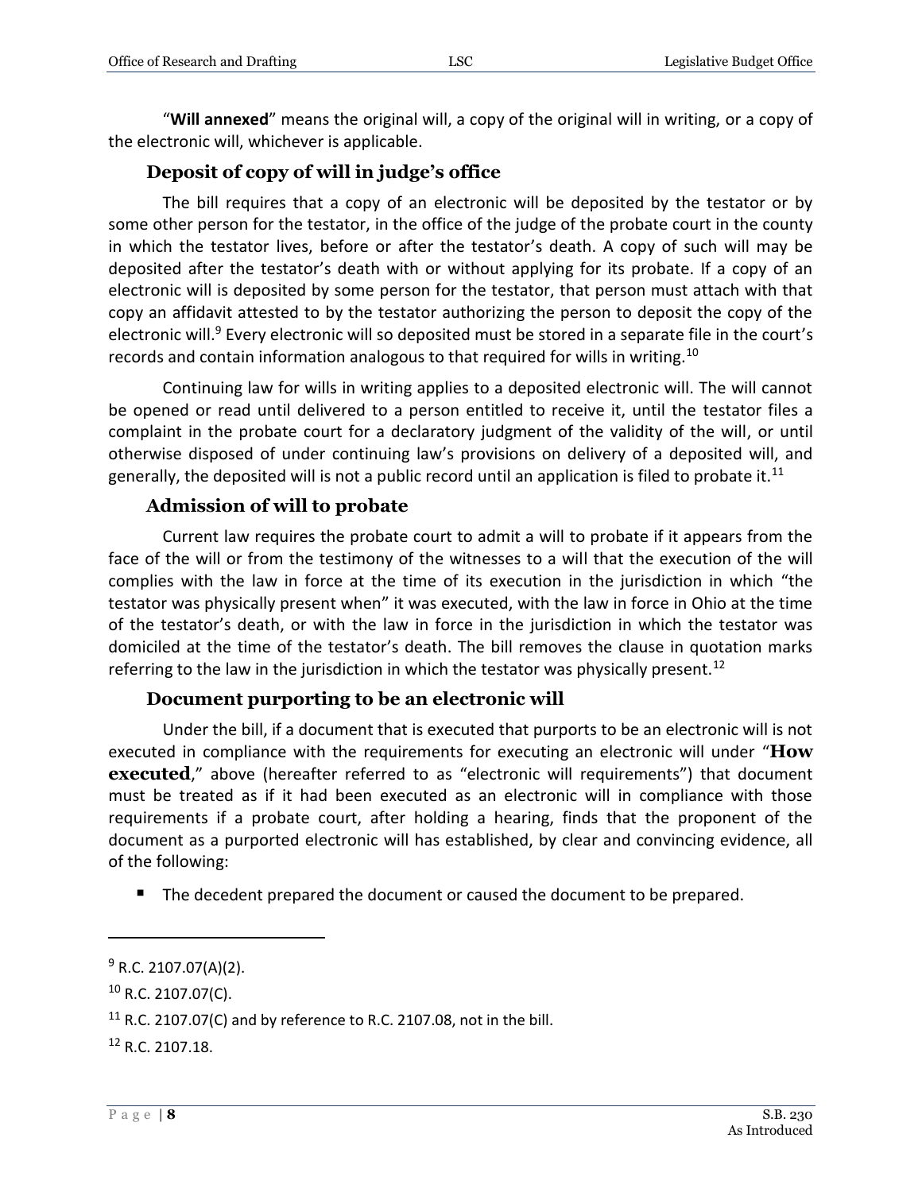"**Will annexed**" means the original will, a copy of the original will in writing, or a copy of the electronic will, whichever is applicable.

### Deposit of copy of will in judge's office

The bill requires that a copy of an electronic will be deposited by the testator or by some other person for the testator, in the office of the judge of the probate court in the county in which the testator lives, before or after the testator's death. A copy of such will may be deposited after the testator's death with or without applying for its probate. If a copy of an electronic will is deposited by some person for the testator, that person must attach with that copy an affidavit attested to by the testator authorizing the person to deposit the copy of the electronic will.[9] Every electronic will so deposited must be stored in a separate file in the court's records and contain information analogous to that required for wills in writing.[10]

Continuing law for wills in writing applies to a deposited electronic will. The will cannot be opened or read until delivered to a person entitled to receive it, until the testator files a complaint in the probate court for a declaratory judgment of the validity of the will, or until otherwise disposed of under continuing law's provisions on delivery of a deposited will, and generally, the deposited will is not a public record until an application is filed to probate it.[11]

### Admission of will to probate

Current law requires the probate court to admit a will to probate if it appears from the face of the will or from the testimony of the witnesses to a will that the execution of the will complies with the law in force at the time of its execution in the jurisdiction in which "the testator was physically present when" it was executed, with the law in force in Ohio at the time of the testator's death, or with the law in force in the jurisdiction in which the testator was domiciled at the time of the testator's death. The bill removes the clause in quotation marks referring to the law in the jurisdiction in which the testator was physically present.[12]

### Document purporting to be an electronic will

Under the bill, if a document that is executed that purports to be an electronic will is not executed in compliance with the requirements for executing an electronic will under "**How executed**," above (hereafter referred to as "electronic will requirements") that document must be treated as if it had been executed as an electronic will in compliance with those requirements if a probate court, after holding a hearing, finds that the proponent of the document as a purported electronic will has established, by clear and convincing evidence, all of the following:

- The decedent prepared the document or caused the document to be prepared.

---

[9] R.C. 2107.07(A)(2).

[10] R.C. 2107.07(C).

[11] R.C. 2107.07(C) and by reference to R.C. 2107.08, not in the bill.

[12] R.C. 2107.18.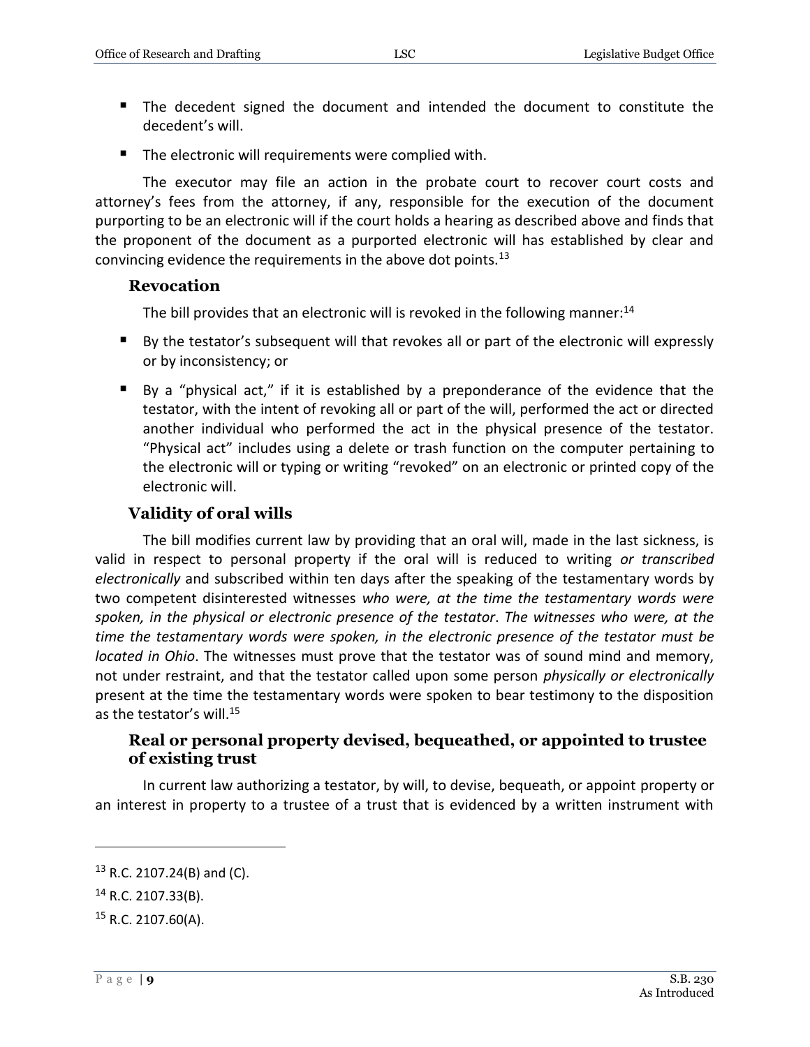- The decedent signed the document and intended the document to constitute the decedent's will.
- The electronic will requirements were complied with.

The executor may file an action in the probate court to recover court costs and attorney's fees from the attorney, if any, responsible for the execution of the document purporting to be an electronic will if the court holds a hearing as described above and finds that the proponent of the document as a purported electronic will has established by clear and convincing evidence the requirements in the above dot points.[13]

### Revocation

The bill provides that an electronic will is revoked in the following manner:[14]

- By the testator's subsequent will that revokes all or part of the electronic will expressly or by inconsistency; or
- By a "physical act," if it is established by a preponderance of the evidence that the testator, with the intent of revoking all or part of the will, performed the act or directed another individual who performed the act in the physical presence of the testator. "Physical act" includes using a delete or trash function on the computer pertaining to the electronic will or typing or writing "revoked" on an electronic or printed copy of the electronic will.

### Validity of oral wills

The bill modifies current law by providing that an oral will, made in the last sickness, is valid in respect to personal property if the oral will is reduced to writing *or transcribed electronically* and subscribed within ten days after the speaking of the testamentary words by two competent disinterested witnesses *who were, at the time the testamentary words were spoken, in the physical or electronic presence of the testator*. *The witnesses who were, at the time the testamentary words were spoken, in the electronic presence of the testator must be located in Ohio*. The witnesses must prove that the testator was of sound mind and memory, not under restraint, and that the testator called upon some person *physically or electronically* present at the time the testamentary words were spoken to bear testimony to the disposition as the testator's will.[15]

### Real or personal property devised, bequeathed, or appointed to trustee of existing trust

In current law authorizing a testator, by will, to devise, bequeath, or appoint property or an interest in property to a trustee of a trust that is evidenced by a written instrument with

---

[13] R.C. 2107.24(B) and (C).

[14] R.C. 2107.33(B).

[15] R.C. 2107.60(A).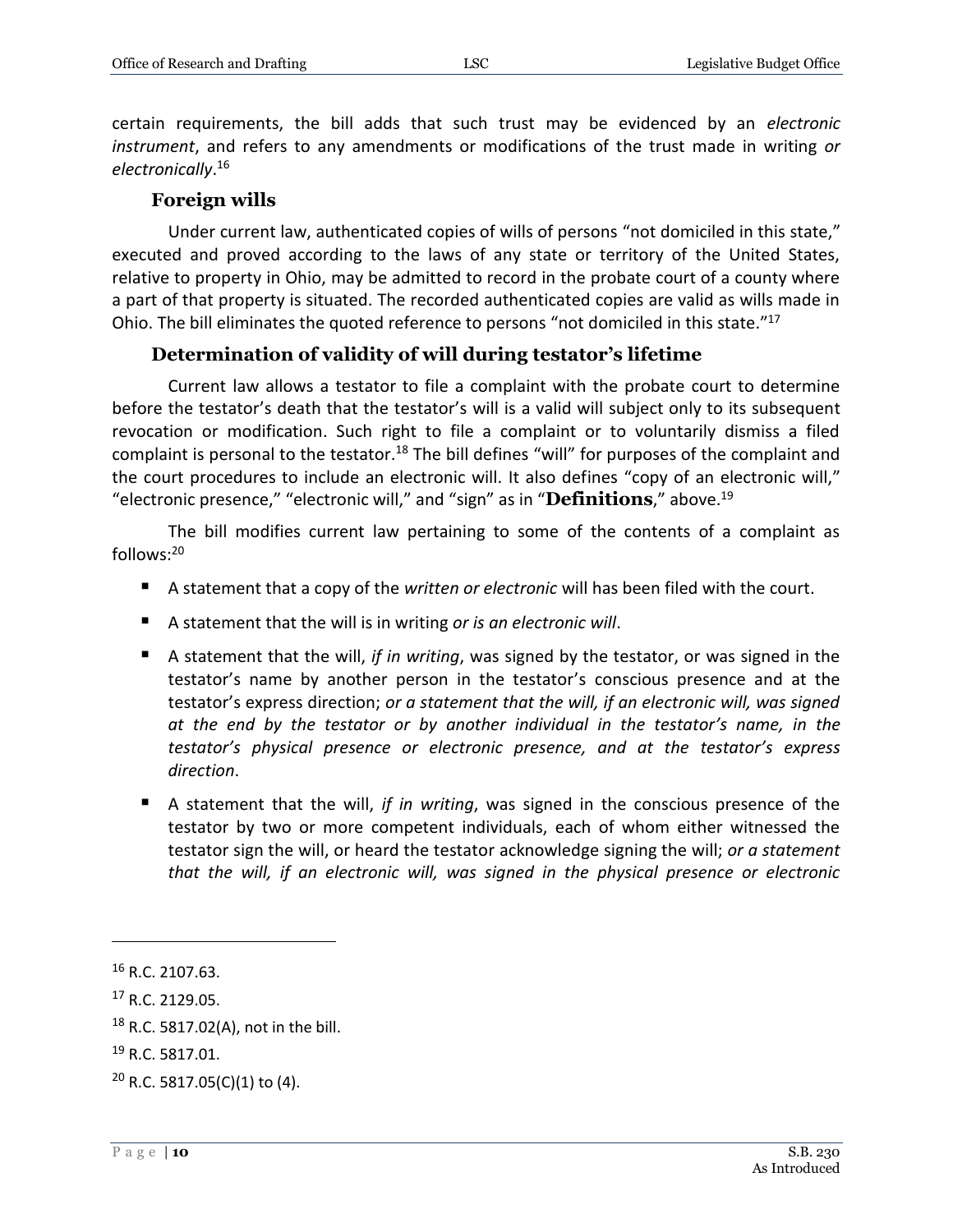certain requirements, the bill adds that such trust may be evidenced by an *electronic instrument*, and refers to any amendments or modifications of the trust made in writing *or electronically*.[16]

### Foreign wills

Under current law, authenticated copies of wills of persons "not domiciled in this state," executed and proved according to the laws of any state or territory of the United States, relative to property in Ohio, may be admitted to record in the probate court of a county where a part of that property is situated. The recorded authenticated copies are valid as wills made in Ohio. The bill eliminates the quoted reference to persons "not domiciled in this state."[17]

### Determination of validity of will during testator's lifetime

Current law allows a testator to file a complaint with the probate court to determine before the testator's death that the testator's will is a valid will subject only to its subsequent revocation or modification. Such right to file a complaint or to voluntarily dismiss a filed complaint is personal to the testator.[18] The bill defines "will" for purposes of the complaint and the court procedures to include an electronic will. It also defines "copy of an electronic will," "electronic presence," "electronic will," and "sign" as in "**Definitions**," above.[19]

The bill modifies current law pertaining to some of the contents of a complaint as follows:[20]

- A statement that a copy of the *written or electronic* will has been filed with the court.
- A statement that the will is in writing *or is an electronic will*.
- A statement that the will, *if in writing*, was signed by the testator, or was signed in the testator's name by another person in the testator's conscious presence and at the testator's express direction; *or a statement that the will, if an electronic will, was signed at the end by the testator or by another individual in the testator's name, in the testator's physical presence or electronic presence, and at the testator's express direction*.
- A statement that the will, *if in writing*, was signed in the conscious presence of the testator by two or more competent individuals, each of whom either witnessed the testator sign the will, or heard the testator acknowledge signing the will; *or a statement that the will, if an electronic will, was signed in the physical presence or electronic*

---

[16] R.C. 2107.63.

[17] R.C. 2129.05.

[18] R.C. 5817.02(A), not in the bill.

[19] R.C. 5817.01.

[20] R.C. 5817.05(C)(1) to (4).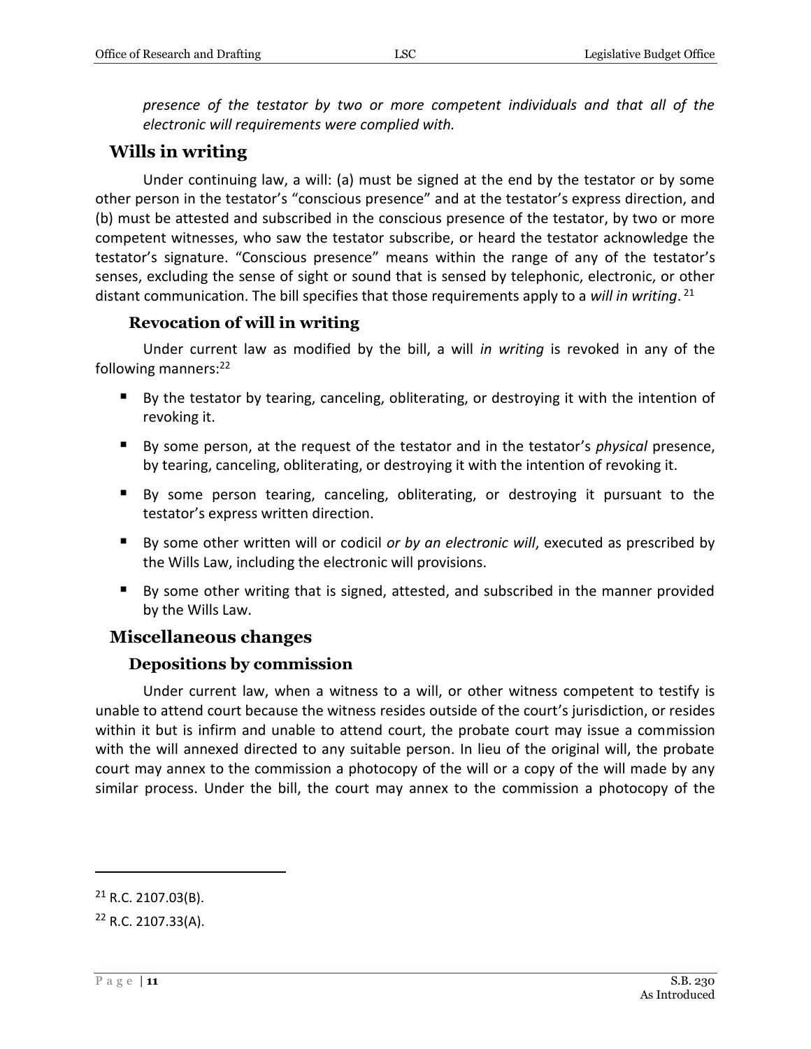*presence of the testator by two or more competent individuals and that all of the electronic will requirements were complied with.*

## Wills in writing

Under continuing law, a will: (a) must be signed at the end by the testator or by some other person in the testator's "conscious presence" and at the testator's express direction, and (b) must be attested and subscribed in the conscious presence of the testator, by two or more competent witnesses, who saw the testator subscribe, or heard the testator acknowledge the testator's signature. "Conscious presence" means within the range of any of the testator's senses, excluding the sense of sight or sound that is sensed by telephonic, electronic, or other distant communication. The bill specifies that those requirements apply to a *will in writing*.[21]

### Revocation of will in writing

Under current law as modified by the bill, a will *in writing* is revoked in any of the following manners:[22]

- By the testator by tearing, canceling, obliterating, or destroying it with the intention of revoking it.
- By some person, at the request of the testator and in the testator's *physical* presence, by tearing, canceling, obliterating, or destroying it with the intention of revoking it.
- By some person tearing, canceling, obliterating, or destroying it pursuant to the testator's express written direction.
- By some other written will or codicil *or by an electronic will*, executed as prescribed by the Wills Law, including the electronic will provisions.
- By some other writing that is signed, attested, and subscribed in the manner provided by the Wills Law.

## Miscellaneous changes

### Depositions by commission

Under current law, when a witness to a will, or other witness competent to testify is unable to attend court because the witness resides outside of the court's jurisdiction, or resides within it but is infirm and unable to attend court, the probate court may issue a commission with the will annexed directed to any suitable person. In lieu of the original will, the probate court may annex to the commission a photocopy of the will or a copy of the will made by any similar process. Under the bill, the court may annex to the commission a photocopy of the

---

[21] R.C. 2107.03(B).

[22] R.C. 2107.33(A).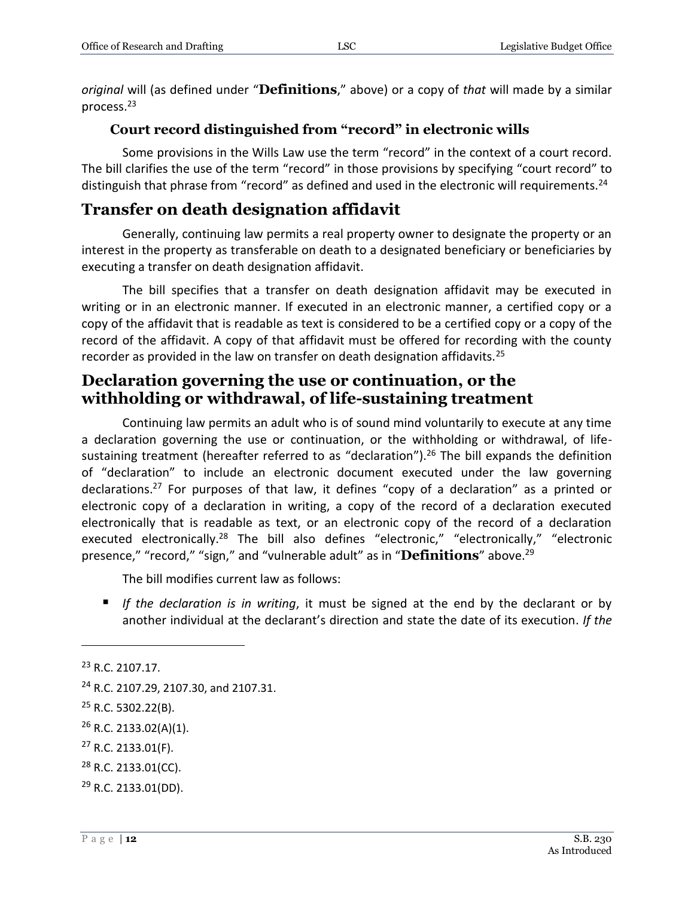*original* will (as defined under "**Definitions**," above) or a copy of *that* will made by a similar process.[23]

### Court record distinguished from "record" in electronic wills

Some provisions in the Wills Law use the term "record" in the context of a court record. The bill clarifies the use of the term "record" in those provisions by specifying "court record" to distinguish that phrase from "record" as defined and used in the electronic will requirements.[24]

## Transfer on death designation affidavit

Generally, continuing law permits a real property owner to designate the property or an interest in the property as transferable on death to a designated beneficiary or beneficiaries by executing a transfer on death designation affidavit.

The bill specifies that a transfer on death designation affidavit may be executed in writing or in an electronic manner. If executed in an electronic manner, a certified copy or a copy of the affidavit that is readable as text is considered to be a certified copy or a copy of the record of the affidavit. A copy of that affidavit must be offered for recording with the county recorder as provided in the law on transfer on death designation affidavits.[25]

## Declaration governing the use or continuation, or the withholding or withdrawal, of life-sustaining treatment

Continuing law permits an adult who is of sound mind voluntarily to execute at any time a declaration governing the use or continuation, or the withholding or withdrawal, of life-sustaining treatment (hereafter referred to as "declaration").[26] The bill expands the definition of "declaration" to include an electronic document executed under the law governing declarations.[27] For purposes of that law, it defines "copy of a declaration" as a printed or electronic copy of a declaration in writing, a copy of the record of a declaration executed electronically that is readable as text, or an electronic copy of the record of a declaration executed electronically.[28] The bill also defines "electronic," "electronically," "electronic presence," "record," "sign," and "vulnerable adult" as in "**Definitions**" above.[29]

The bill modifies current law as follows:

- *If the declaration is in writing*, it must be signed at the end by the declarant or by another individual at the declarant's direction and state the date of its execution. *If the*

---

[23] R.C. 2107.17.

[24] R.C. 2107.29, 2107.30, and 2107.31.

[25] R.C. 5302.22(B).

[26] R.C. 2133.02(A)(1).

[27] R.C. 2133.01(F).

[28] R.C. 2133.01(CC).

[29] R.C. 2133.01(DD).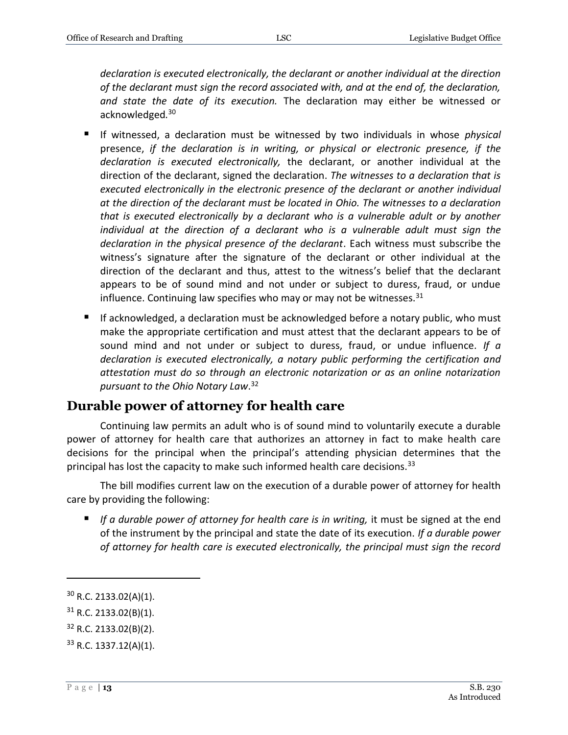*declaration is executed electronically, the declarant or another individual at the direction of the declarant must sign the record associated with, and at the end of, the declaration, and state the date of its execution.* The declaration may either be witnessed or acknowledged.[30]

- If witnessed, a declaration must be witnessed by two individuals in whose *physical* presence, *if the declaration is in writing, or physical or electronic presence, if the declaration is executed electronically,* the declarant, or another individual at the direction of the declarant, signed the declaration. *The witnesses to a declaration that is executed electronically in the electronic presence of the declarant or another individual at the direction of the declarant must be located in Ohio. The witnesses to a declaration that is executed electronically by a declarant who is a vulnerable adult or by another individual at the direction of a declarant who is a vulnerable adult must sign the declaration in the physical presence of the declarant*. Each witness must subscribe the witness's signature after the signature of the declarant or other individual at the direction of the declarant and thus, attest to the witness's belief that the declarant appears to be of sound mind and not under or subject to duress, fraud, or undue influence. Continuing law specifies who may or may not be witnesses.[31]
- If acknowledged, a declaration must be acknowledged before a notary public, who must make the appropriate certification and must attest that the declarant appears to be of sound mind and not under or subject to duress, fraud, or undue influence. *If a declaration is executed electronically, a notary public performing the certification and attestation must do so through an electronic notarization or as an online notarization pursuant to the Ohio Notary Law*.[32]

## Durable power of attorney for health care

Continuing law permits an adult who is of sound mind to voluntarily execute a durable power of attorney for health care that authorizes an attorney in fact to make health care decisions for the principal when the principal's attending physician determines that the principal has lost the capacity to make such informed health care decisions.[33]

The bill modifies current law on the execution of a durable power of attorney for health care by providing the following:

- *If a durable power of attorney for health care is in writing,* it must be signed at the end of the instrument by the principal and state the date of its execution. *If a durable power of attorney for health care is executed electronically, the principal must sign the record*

---

[30] R.C. 2133.02(A)(1).

[31] R.C. 2133.02(B)(1).

[32] R.C. 2133.02(B)(2).

[33] R.C. 1337.12(A)(1).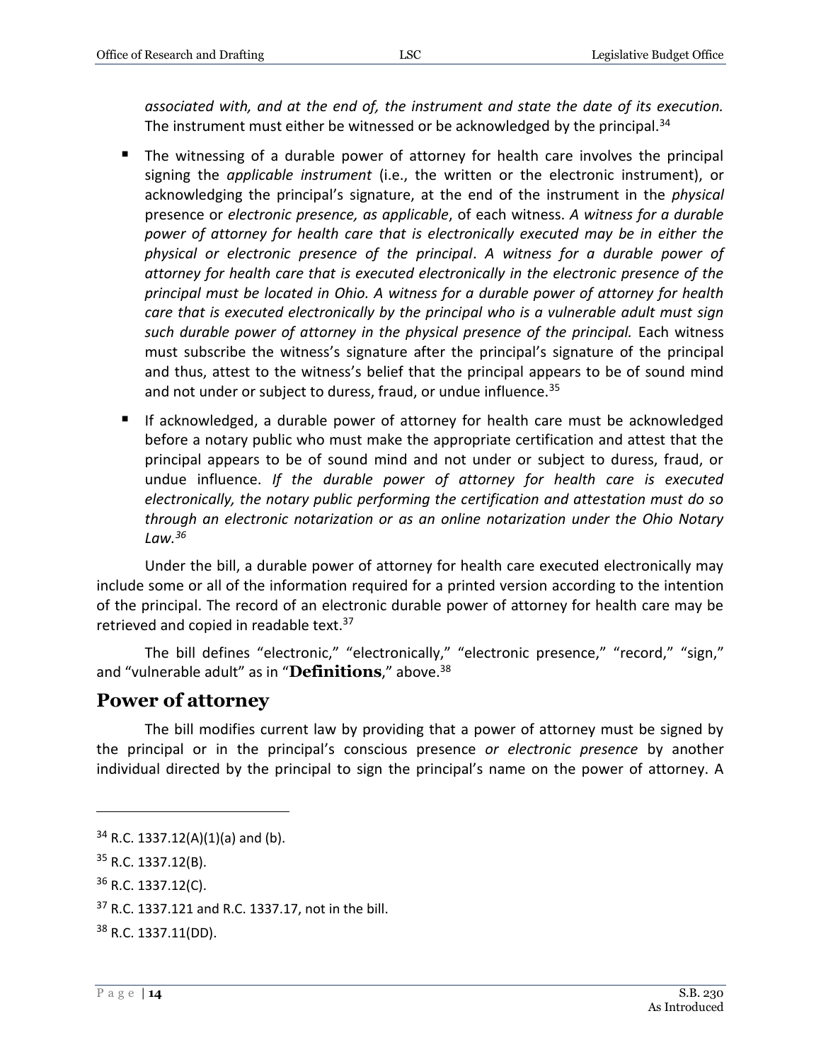*associated with, and at the end of, the instrument and state the date of its execution.* The instrument must either be witnessed or be acknowledged by the principal.[34]

- The witnessing of a durable power of attorney for health care involves the principal signing the *applicable instrument* (i.e., the written or the electronic instrument), or acknowledging the principal's signature, at the end of the instrument in the *physical* presence or *electronic presence, as applicable*, of each witness. *A witness for a durable power of attorney for health care that is electronically executed may be in either the physical or electronic presence of the principal*. *A witness for a durable power of attorney for health care that is executed electronically in the electronic presence of the principal must be located in Ohio. A witness for a durable power of attorney for health care that is executed electronically by the principal who is a vulnerable adult must sign such durable power of attorney in the physical presence of the principal.* Each witness must subscribe the witness's signature after the principal's signature of the principal and thus, attest to the witness's belief that the principal appears to be of sound mind and not under or subject to duress, fraud, or undue influence.[35]
- If acknowledged, a durable power of attorney for health care must be acknowledged before a notary public who must make the appropriate certification and attest that the principal appears to be of sound mind and not under or subject to duress, fraud, or undue influence. *If the durable power of attorney for health care is executed electronically, the notary public performing the certification and attestation must do so through an electronic notarization or as an online notarization under the Ohio Notary Law.[36]*

Under the bill, a durable power of attorney for health care executed electronically may include some or all of the information required for a printed version according to the intention of the principal. The record of an electronic durable power of attorney for health care may be retrieved and copied in readable text.[37]

The bill defines "electronic," "electronically," "electronic presence," "record," "sign," and "vulnerable adult" as in "**Definitions**," above.[38]

## Power of attorney

The bill modifies current law by providing that a power of attorney must be signed by the principal or in the principal's conscious presence *or electronic presence* by another individual directed by the principal to sign the principal's name on the power of attorney. A

---

[34] R.C. 1337.12(A)(1)(a) and (b).

[35] R.C. 1337.12(B).

[36] R.C. 1337.12(C).

[37] R.C. 1337.121 and R.C. 1337.17, not in the bill.

[38] R.C. 1337.11(DD).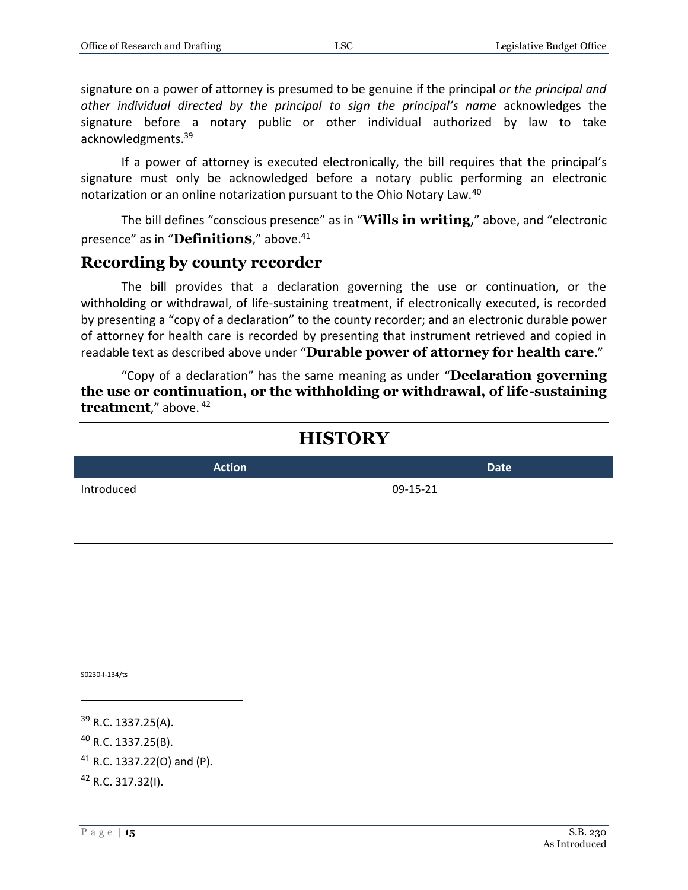signature on a power of attorney is presumed to be genuine if the principal *or the principal and other individual directed by the principal to sign the principal's name* acknowledges the signature before a notary public or other individual authorized by law to take acknowledgments.[39]

If a power of attorney is executed electronically, the bill requires that the principal's signature must only be acknowledged before a notary public performing an electronic notarization or an online notarization pursuant to the Ohio Notary Law.[40]

The bill defines "conscious presence" as in "**Wills in writing**," above, and "electronic presence" as in "**Definitions**," above.[41]

## Recording by county recorder

The bill provides that a declaration governing the use or continuation, or the withholding or withdrawal, of life-sustaining treatment, if electronically executed, is recorded by presenting a "copy of a declaration" to the county recorder; and an electronic durable power of attorney for health care is recorded by presenting that instrument retrieved and copied in readable text as described above under "**Durable power of attorney for health care**."

"Copy of a declaration" has the same meaning as under "**Declaration governing the use or continuation, or the withholding or withdrawal, of life-sustaining treatment**," above.[42]

# HISTORY

| Action | Date |
|---|---|
| Introduced | 09-15-21 |

S0230-I-134/ts

[39] R.C. 1337.25(A).

[40] R.C. 1337.25(B).

[41] R.C. 1337.22(O) and (P).

[42] R.C. 317.32(I).